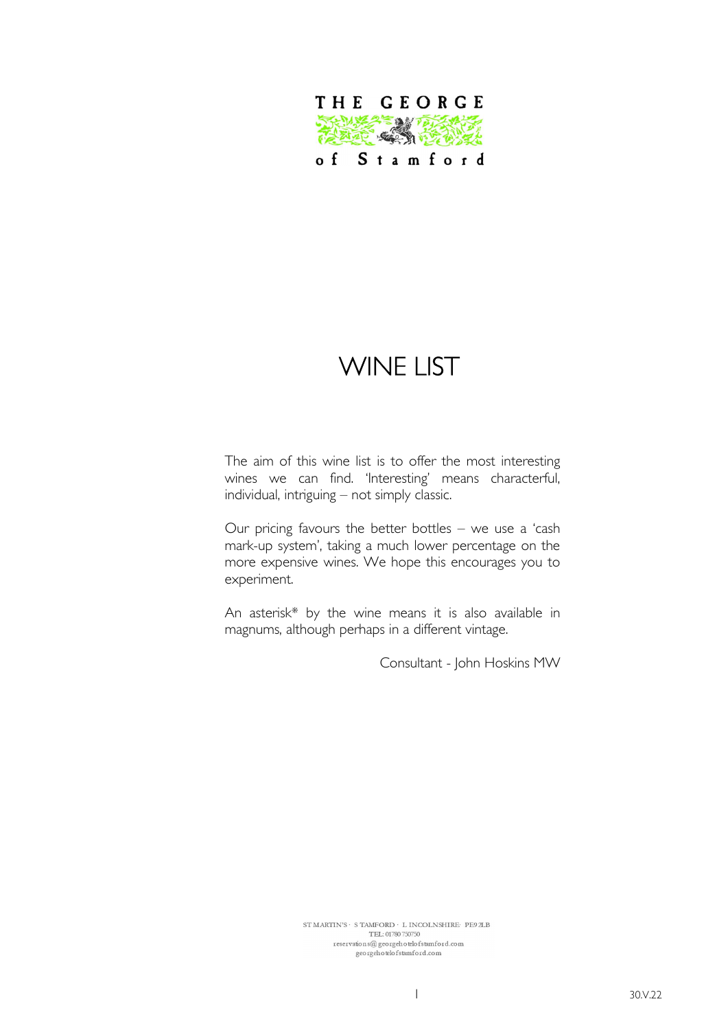THE GEORGE

of Stamford

# WINE LIST

The aim of this wine list is to offer the most interesting wines we can find. 'Interesting' means characterful, individual, intriguing – not simply classic.

Our pricing favours the better bottles – we use a 'cash mark-up system', taking a much lower percentage on the more expensive wines. We hope this encourages you to experiment.

An asterisk* by the wine means it is also available in magnums, although perhaps in a different vintage.

Consultant - John Hoskins MW

ST MARTIN'S · STAMFORD · LINCOLNSHIRE · PE9 2LB
TEL: 01780 750750
reservations@georgehotelofstamford.com
georgehotelofstamford.com

30.V.22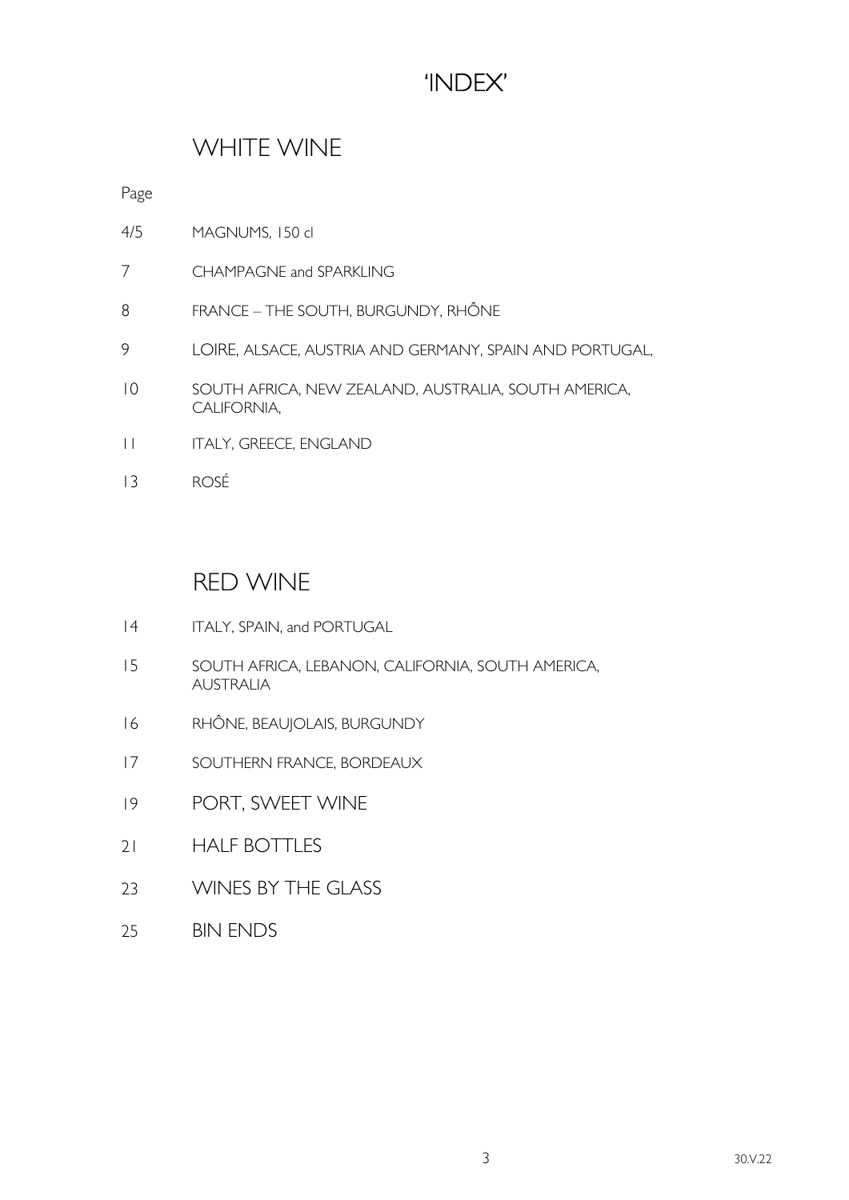# 'INDEX'

## WHITE WINE

| Page | |
|---|---|
| 4/5 | MAGNUMS, 150 cl |
| 7 | CHAMPAGNE and SPARKLING |
| 8 | FRANCE – THE SOUTH, BURGUNDY, RHÔNE |
| 9 | LOIRE, ALSACE, AUSTRIA AND GERMANY, SPAIN AND PORTUGAL, |
| 10 | SOUTH AFRICA, NEW ZEALAND, AUSTRALIA, SOUTH AMERICA, CALIFORNIA, |
| 11 | ITALY, GREECE, ENGLAND |
| 13 | ROSÉ |

## RED WINE

| Page | |
|---|---|
| 14 | ITALY, SPAIN, and PORTUGAL |
| 15 | SOUTH AFRICA, LEBANON, CALIFORNIA, SOUTH AMERICA, AUSTRALIA |
| 16 | RHÔNE, BEAUJOLAIS, BURGUNDY |
| 17 | SOUTHERN FRANCE, BORDEAUX |
| 19 | PORT, SWEET WINE |
| 21 | HALF BOTTLES |
| 23 | WINES BY THE GLASS |
| 25 | BIN ENDS |

30.V.22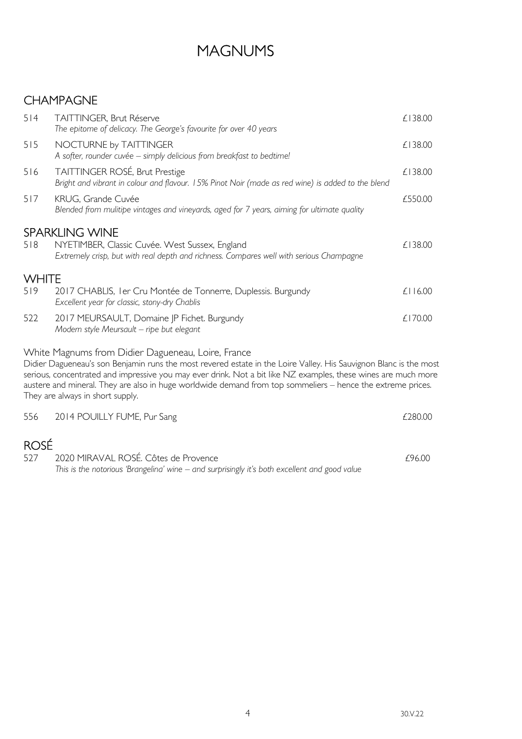# MAGNUMS

## CHAMPAGNE

514 TAITTINGER, Brut Réserve — £138.00
*The epitome of delicacy. The George's favourite for over 40 years*

515 NOCTURNE by TAITTINGER — £138.00
*A softer, rounder cuvée – simply delicious from breakfast to bedtime!*

516 TAITTINGER ROSÉ, Brut Prestige — £138.00
*Bright and vibrant in colour and flavour. 15% Pinot Noir (made as red wine) is added to the blend*

517 KRUG, Grande Cuvée — £550.00
*Blended from mulitipe vintages and vineyards, aged for 7 years, aiming for ultimate quality*

## SPARKLING WINE

518 NYETIMBER, Classic Cuvée. West Sussex, England — £138.00
*Extremely crisp, but with real depth and richness. Compares well with serious Champagne*

## WHITE

519 2017 CHABLIS, 1er Cru Montée de Tonnerre, Duplessis. Burgundy — £116.00
*Excellent year for classic, stony-dry Chablis*

522 2017 MEURSAULT, Domaine JP Fichet. Burgundy — £170.00
*Modern style Meursault – ripe but elegant*

### White Magnums from Didier Dagueneau, Loire, France

Didier Dagueneau's son Benjamin runs the most revered estate in the Loire Valley. His Sauvignon Blanc is the most serious, concentrated and impressive you may ever drink. Not a bit like NZ examples, these wines are much more austere and mineral. They are also in huge worldwide demand from top sommeliers – hence the extreme prices. They are always in short supply.

556 2014 POUILLY FUME, Pur Sang — £280.00

## ROSÉ

527 2020 MIRAVAL ROSÉ. Côtes de Provence — £96.00
*This is the notorious 'Brangelina' wine – and surprisingly it's both excellent and good value*

30.V.22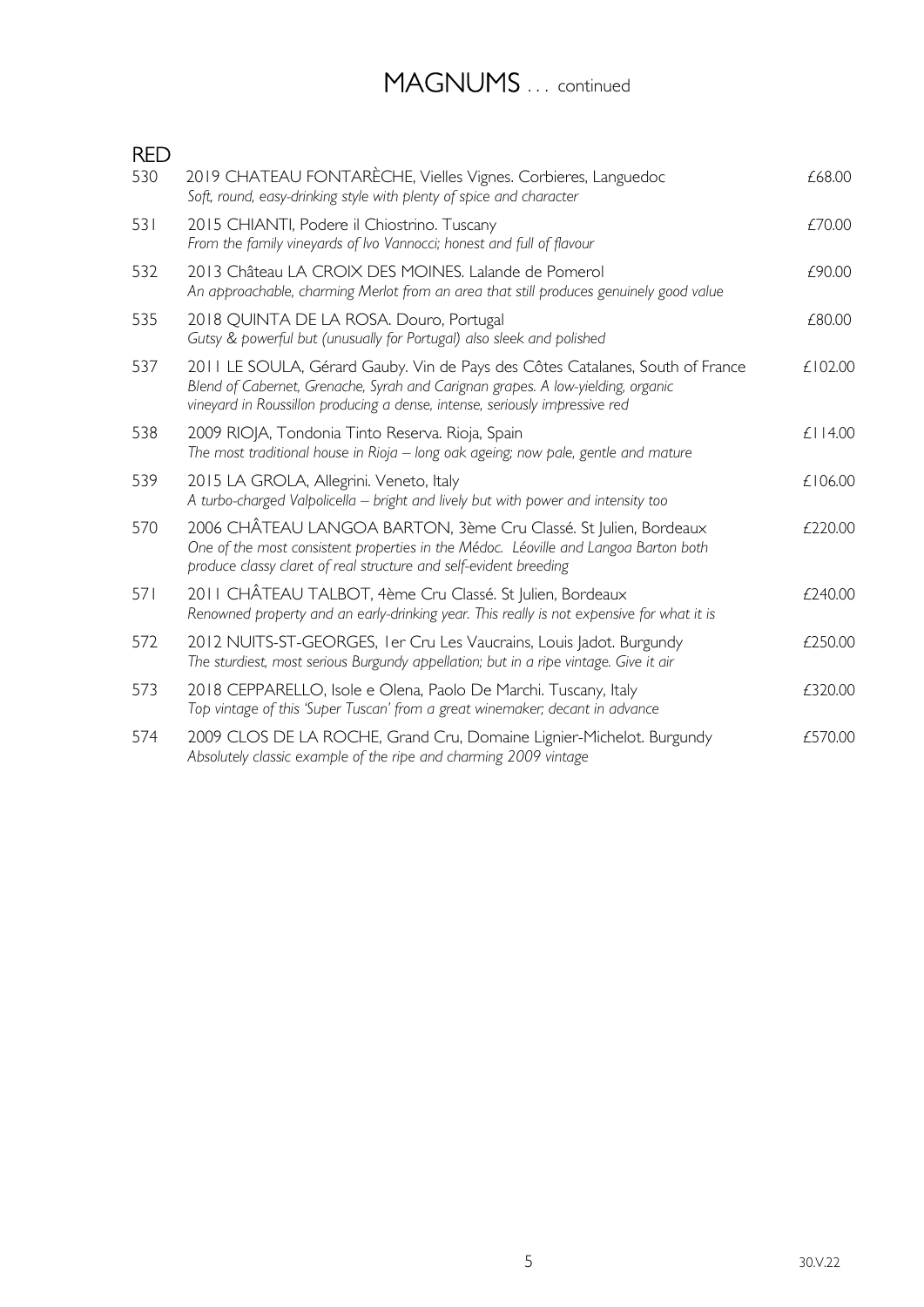# MAGNUMS . . . continued

## RED

| No. | Wine | Price |
|---|---|---|
| 530 | 2019 CHATEAU FONTARÈCHE, Vielles Vignes. Corbieres, Languedoc<br>*Soft, round, easy-drinking style with plenty of spice and character* | £68.00 |
| 531 | 2015 CHIANTI, Podere il Chiostrino. Tuscany<br>*From the family vineyards of Ivo Vannocci; honest and full of flavour* | £70.00 |
| 532 | 2013 Château LA CROIX DES MOINES. Lalande de Pomerol<br>*An approachable, charming Merlot from an area that still produces genuinely good value* | £90.00 |
| 535 | 2018 QUINTA DE LA ROSA. Douro, Portugal<br>*Gutsy & powerful but (unusually for Portugal) also sleek and polished* | £80.00 |
| 537 | 2011 LE SOULA, Gérard Gauby. Vin de Pays des Côtes Catalanes, South of France<br>*Blend of Cabernet, Grenache, Syrah and Carignan grapes. A low-yielding, organic vineyard in Roussillon producing a dense, intense, seriously impressive red* | £102.00 |
| 538 | 2009 RIOJA, Tondonia Tinto Reserva. Rioja, Spain<br>*The most traditional house in Rioja – long oak ageing; now pale, gentle and mature* | £114.00 |
| 539 | 2015 LA GROLA, Allegrini. Veneto, Italy<br>*A turbo-charged Valpolicella – bright and lively but with power and intensity too* | £106.00 |
| 570 | 2006 CHÂTEAU LANGOA BARTON, 3ème Cru Classé. St Julien, Bordeaux<br>*One of the most consistent properties in the Médoc. Léoville and Langoa Barton both produce classy claret of real structure and self-evident breeding* | £220.00 |
| 571 | 2011 CHÂTEAU TALBOT, 4ème Cru Classé. St Julien, Bordeaux<br>*Renowned property and an early-drinking year. This really is not expensive for what it is* | £240.00 |
| 572 | 2012 NUITS-ST-GEORGES, 1er Cru Les Vaucrains, Louis Jadot. Burgundy<br>*The sturdiest, most serious Burgundy appellation; but in a ripe vintage. Give it air* | £250.00 |
| 573 | 2018 CEPPARELLO, Isole e Olena, Paolo De Marchi. Tuscany, Italy<br>*Top vintage of this 'Super Tuscan' from a great winemaker; decant in advance* | £320.00 |
| 574 | 2009 CLOS DE LA ROCHE, Grand Cru, Domaine Lignier-Michelot. Burgundy<br>*Absolutely classic example of the ripe and charming 2009 vintage* | £570.00 |

30.V.22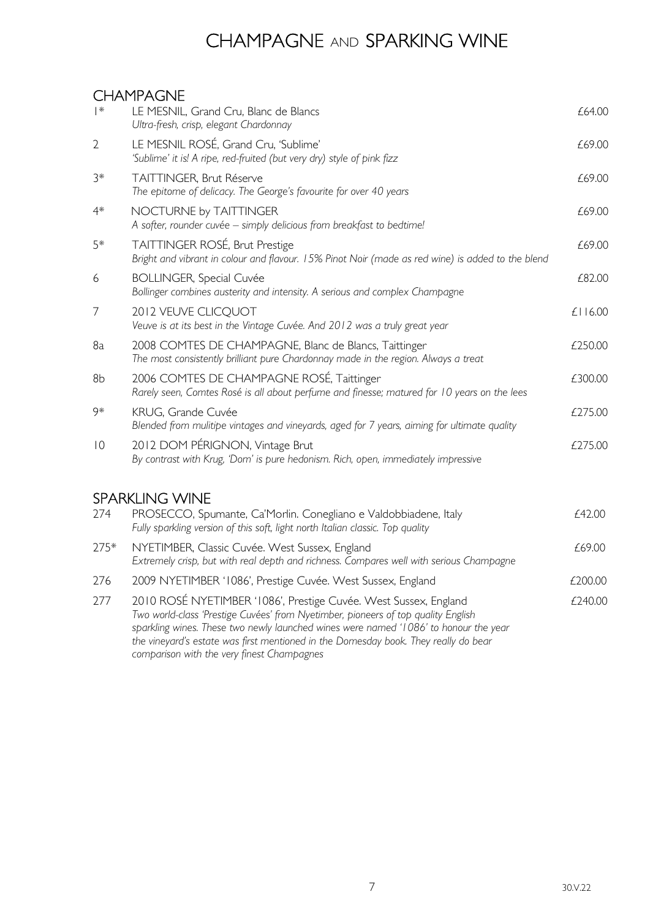# CHAMPAGNE AND SPARKING WINE

## CHAMPAGNE

| No. | Wine | Price |
|---|---|---|
| 1* | LE MESNIL, Grand Cru, Blanc de Blancs<br>*Ultra-fresh, crisp, elegant Chardonnay* | £64.00 |
| 2 | LE MESNIL ROSÉ, Grand Cru, 'Sublime'<br>*'Sublime' it is! A ripe, red-fruited (but very dry) style of pink fizz* | £69.00 |
| 3* | TAITTINGER, Brut Réserve<br>*The epitome of delicacy. The George's favourite for over 40 years* | £69.00 |
| 4* | NOCTURNE by TAITTINGER<br>*A softer, rounder cuvée – simply delicious from breakfast to bedtime!* | £69.00 |
| 5* | TAITTINGER ROSÉ, Brut Prestige<br>*Bright and vibrant in colour and flavour. 15% Pinot Noir (made as red wine) is added to the blend* | £69.00 |
| 6 | BOLLINGER, Special Cuvée<br>*Bollinger combines austerity and intensity. A serious and complex Champagne* | £82.00 |
| 7 | 2012 VEUVE CLICQUOT<br>*Veuve is at its best in the Vintage Cuvée. And 2012 was a truly great year* | £116.00 |
| 8a | 2008 COMTES DE CHAMPAGNE, Blanc de Blancs, Taittinger<br>*The most consistently brilliant pure Chardonnay made in the region. Always a treat* | £250.00 |
| 8b | 2006 COMTES DE CHAMPAGNE ROSÉ, Taittinger<br>*Rarely seen, Comtes Rosé is all about perfume and finesse; matured for 10 years on the lees* | £300.00 |
| 9* | KRUG, Grande Cuvée<br>*Blended from mulitipe vintages and vineyards, aged for 7 years, aiming for ultimate quality* | £275.00 |
| 10 | 2012 DOM PÉRIGNON, Vintage Brut<br>*By contrast with Krug, 'Dom' is pure hedonism. Rich, open, immediately impressive* | £275.00 |

## SPARKLING WINE

| No. | Wine | Price |
|---|---|---|
| 274 | PROSECCO, Spumante, Ca'Morlin. Conegliano e Valdobbiadene, Italy<br>*Fully sparkling version of this soft, light north Italian classic. Top quality* | £42.00 |
| 275* | NYETIMBER, Classic Cuvée. West Sussex, England<br>*Extremely crisp, but with real depth and richness. Compares well with serious Champagne* | £69.00 |
| 276 | 2009 NYETIMBER '1086', Prestige Cuvée. West Sussex, England | £200.00 |
| 277 | 2010 ROSÉ NYETIMBER '1086', Prestige Cuvée. West Sussex, England<br>*Two world-class 'Prestige Cuvées' from Nyetimber, pioneers of top quality English sparkling wines. These two newly launched wines were named '1086' to honour the year the vineyard's estate was first mentioned in the Domesday book. They really do bear comparison with the very finest Champagnes* | £240.00 |

30.V.22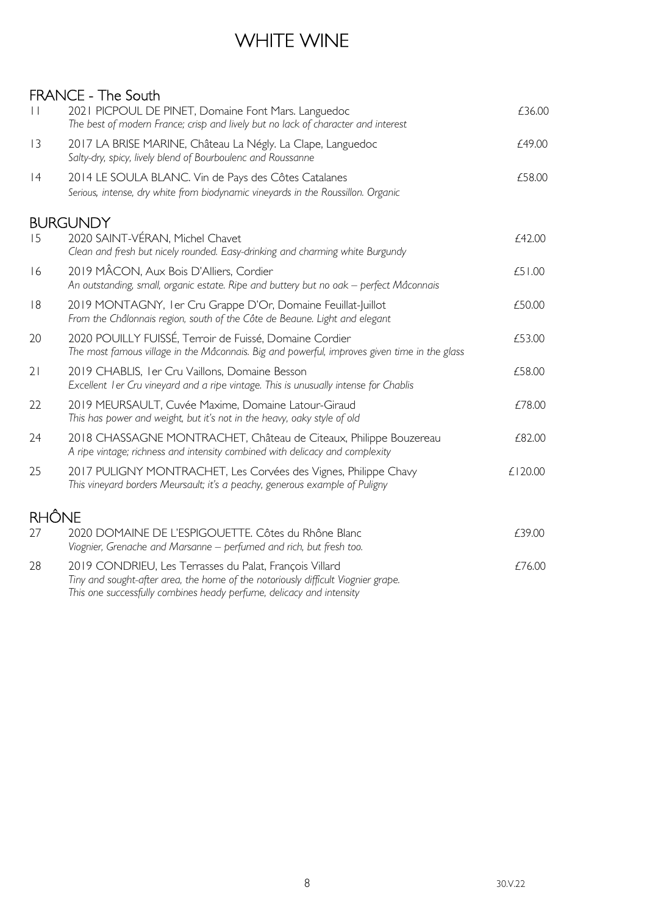# WHITE WINE

## FRANCE - The South

11 2021 PICPOUL DE PINET, Domaine Font Mars. Languedoc — £36.00
*The best of modern France; crisp and lively but no lack of character and interest*

13 2017 LA BRISE MARINE, Château La Négly. La Clape, Languedoc — £49.00
*Salty-dry, spicy, lively blend of Bourboulenc and Roussanne*

14 2014 LE SOULA BLANC. Vin de Pays des Côtes Catalanes — £58.00
*Serious, intense, dry white from biodynamic vineyards in the Roussillon. Organic*

## BURGUNDY

15 2020 SAINT-VÉRAN, Michel Chavet — £42.00
*Clean and fresh but nicely rounded. Easy-drinking and charming white Burgundy*

16 2019 MÂCON, Aux Bois D'Alliers, Cordier — £51.00
*An outstanding, small, organic estate. Ripe and buttery but no oak – perfect Mâconnais*

18 2019 MONTAGNY, 1er Cru Grappe D'Or, Domaine Feuillat-Juillot — £50.00
*From the Châlonnais region, south of the Côte de Beaune. Light and elegant*

20 2020 POUILLY FUISSÉ, Terroir de Fuissé, Domaine Cordier — £53.00
*The most famous village in the Mâconnais. Big and powerful, improves given time in the glass*

21 2019 CHABLIS, 1er Cru Vaillons, Domaine Besson — £58.00
*Excellent 1er Cru vineyard and a ripe vintage. This is unusually intense for Chablis*

22 2019 MEURSAULT, Cuvée Maxime, Domaine Latour-Giraud — £78.00
*This has power and weight, but it's not in the heavy, oaky style of old*

24 2018 CHASSAGNE MONTRACHET, Château de Citeaux, Philippe Bouzereau — £82.00
*A ripe vintage; richness and intensity combined with delicacy and complexity*

25 2017 PULIGNY MONTRACHET, Les Corvées des Vignes, Philippe Chavy — £120.00
*This vineyard borders Meursault; it's a peachy, generous example of Puligny*

## RHÔNE

27 2020 DOMAINE DE L'ESPIGOUETTE. Côtes du Rhône Blanc — £39.00
*Viognier, Grenache and Marsanne – perfumed and rich, but fresh too.*

28 2019 CONDRIEU, Les Terrasses du Palat, François Villard — £76.00
*Tiny and sought-after area, the home of the notoriously difficult Viognier grape.*
*This one successfully combines heady perfume, delicacy and intensity*

30.V.22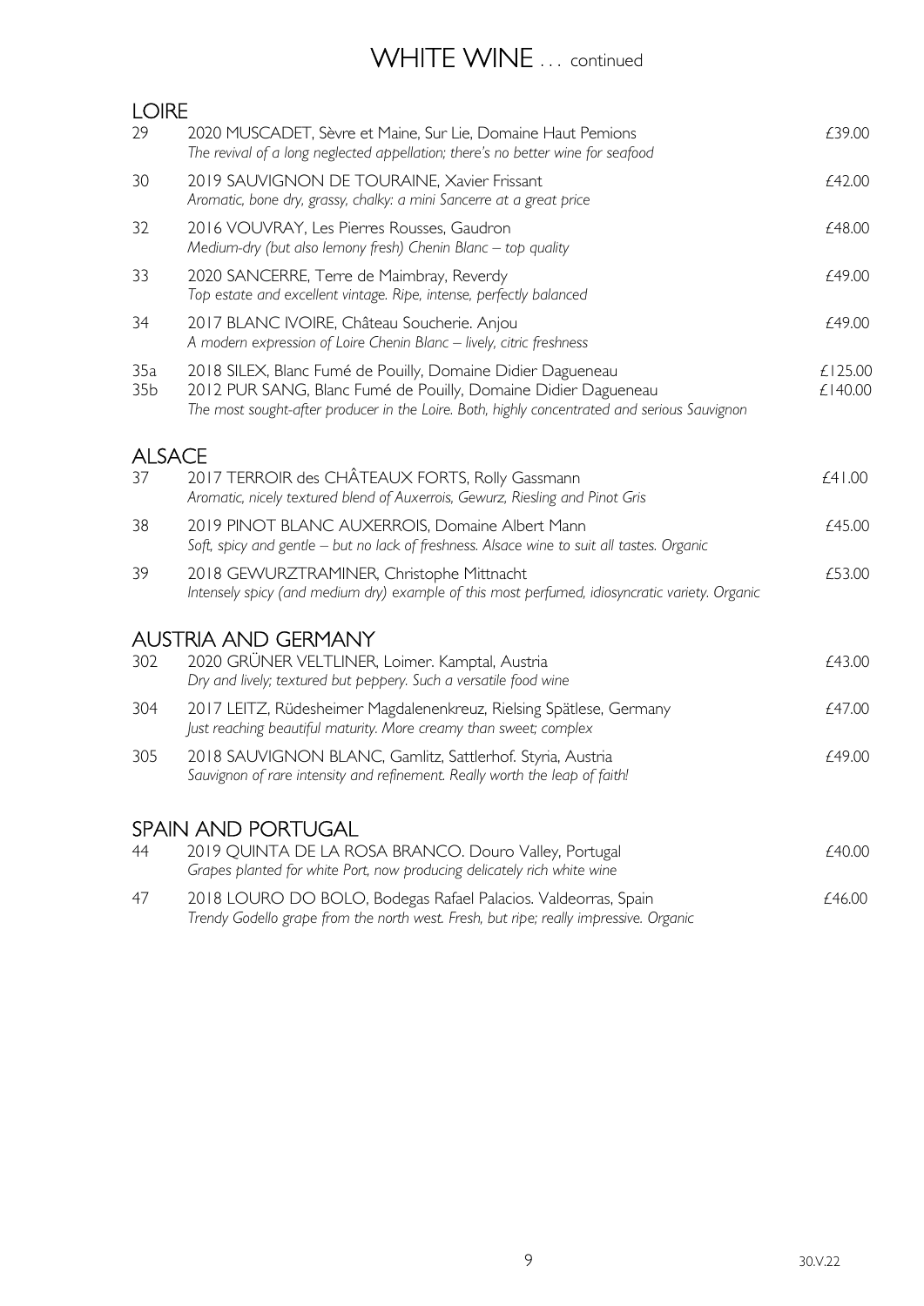# WHITE WINE . . . continued

## LOIRE

| No. | Wine | Price |
|---|---|---|
| 29 | 2020 MUSCADET, Sèvre et Maine, Sur Lie, Domaine Haut Pemions<br>*The revival of a long neglected appellation; there's no better wine for seafood* | £39.00 |
| 30 | 2019 SAUVIGNON DE TOURAINE, Xavier Frissant<br>*Aromatic, bone dry, grassy, chalky: a mini Sancerre at a great price* | £42.00 |
| 32 | 2016 VOUVRAY, Les Pierres Rousses, Gaudron<br>*Medium-dry (but also lemony fresh) Chenin Blanc – top quality* | £48.00 |
| 33 | 2020 SANCERRE, Terre de Maimbray, Reverdy<br>*Top estate and excellent vintage. Ripe, intense, perfectly balanced* | £49.00 |
| 34 | 2017 BLANC IVOIRE, Château Soucherie. Anjou<br>*A modern expression of Loire Chenin Blanc – lively, citric freshness* | £49.00 |
| 35a | 2018 SILEX, Blanc Fumé de Pouilly, Domaine Didier Dagueneau | £125.00 |
| 35b | 2012 PUR SANG, Blanc Fumé de Pouilly, Domaine Didier Dagueneau<br>*The most sought-after producer in the Loire. Both, highly concentrated and serious Sauvignon* | £140.00 |

## ALSACE

| No. | Wine | Price |
|---|---|---|
| 37 | 2017 TERROIR des CHÂTEAUX FORTS, Rolly Gassmann<br>*Aromatic, nicely textured blend of Auxerrois, Gewurz, Riesling and Pinot Gris* | £41.00 |
| 38 | 2019 PINOT BLANC AUXERROIS, Domaine Albert Mann<br>*Soft, spicy and gentle – but no lack of freshness. Alsace wine to suit all tastes. Organic* | £45.00 |
| 39 | 2018 GEWURZTRAMINER, Christophe Mittnacht<br>*Intensely spicy (and medium dry) example of this most perfumed, idiosyncratic variety. Organic* | £53.00 |

## AUSTRIA AND GERMANY

| No. | Wine | Price |
|---|---|---|
| 302 | 2020 GRÜNER VELTLINER, Loimer. Kamptal, Austria<br>*Dry and lively; textured but peppery. Such a versatile food wine* | £43.00 |
| 304 | 2017 LEITZ, Rüdesheimer Magdalenenkreuz, Rielsing Spätlese, Germany<br>*Just reaching beautiful maturity. More creamy than sweet; complex* | £47.00 |
| 305 | 2018 SAUVIGNON BLANC, Gamlitz, Sattlerhof. Styria, Austria<br>*Sauvignon of rare intensity and refinement. Really worth the leap of faith!* | £49.00 |

## SPAIN AND PORTUGAL

| No. | Wine | Price |
|---|---|---|
| 44 | 2019 QUINTA DE LA ROSA BRANCO. Douro Valley, Portugal<br>*Grapes planted for white Port, now producing delicately rich white wine* | £40.00 |
| 47 | 2018 LOURO DO BOLO, Bodegas Rafael Palacios. Valdeorras, Spain<br>*Trendy Godello grape from the north west. Fresh, but ripe; really impressive. Organic* | £46.00 |

30.V.22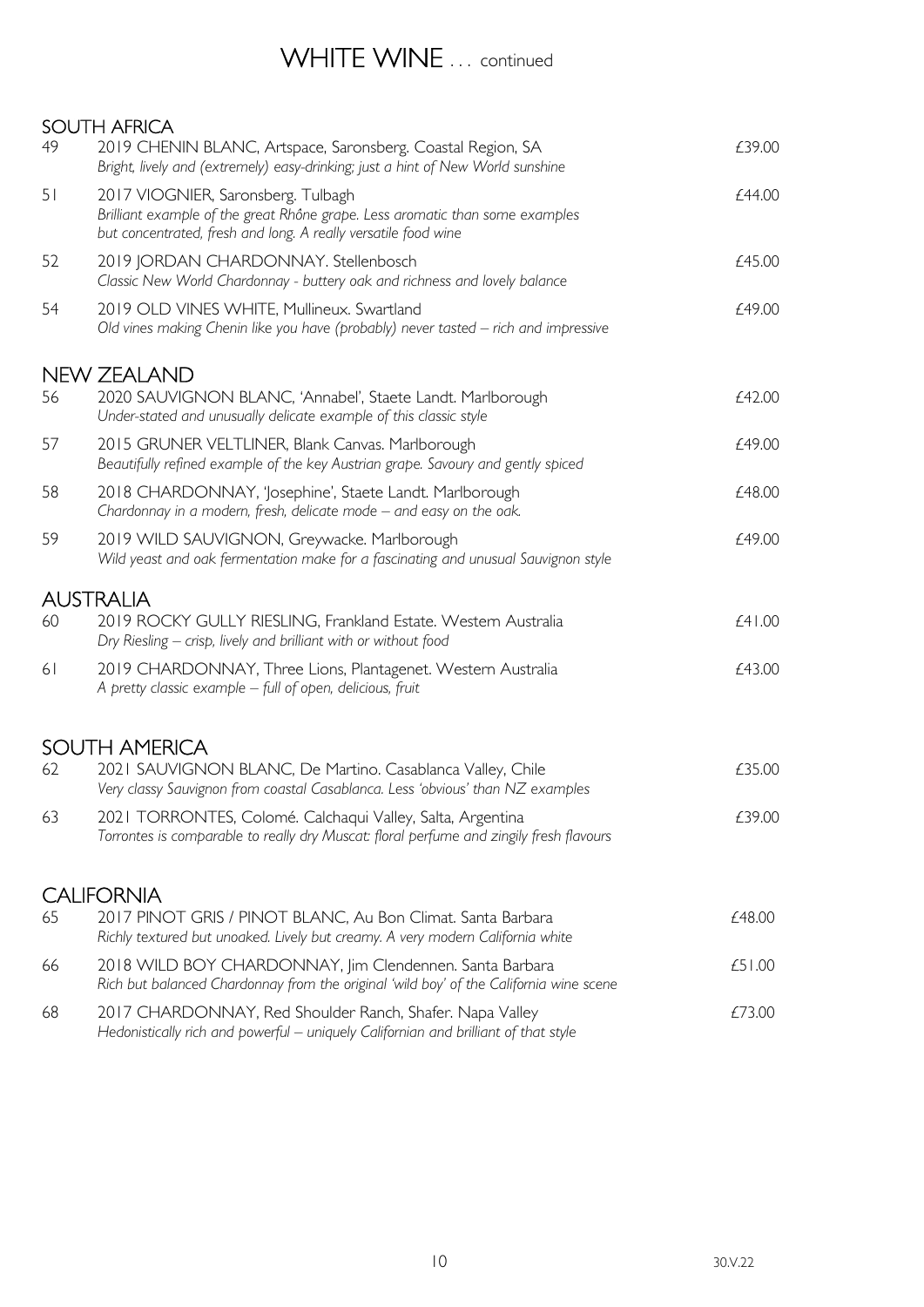# WHITE WINE . . . continued

## SOUTH AFRICA

| | | |
|---|---|---|
| 49 | 2019 CHENIN BLANC, Artspace, Saronsberg. Coastal Region, SA<br>*Bright, lively and (extremely) easy-drinking; just a hint of New World sunshine* | £39.00 |
| 51 | 2017 VIOGNIER, Saronsberg. Tulbagh<br>*Brilliant example of the great Rhône grape. Less aromatic than some examples but concentrated, fresh and long. A really versatile food wine* | £44.00 |
| 52 | 2019 JORDAN CHARDONNAY. Stellenbosch<br>*Classic New World Chardonnay - buttery oak and richness and lovely balance* | £45.00 |
| 54 | 2019 OLD VINES WHITE, Mullineux. Swartland<br>*Old vines making Chenin like you have (probably) never tasted – rich and impressive* | £49.00 |

## NEW ZEALAND

| | | |
|---|---|---|
| 56 | 2020 SAUVIGNON BLANC, 'Annabel', Staete Landt. Marlborough<br>*Under-stated and unusually delicate example of this classic style* | £42.00 |
| 57 | 2015 GRUNER VELTLINER, Blank Canvas. Marlborough<br>*Beautifully refined example of the key Austrian grape. Savoury and gently spiced* | £49.00 |
| 58 | 2018 CHARDONNAY, 'Josephine', Staete Landt. Marlborough<br>*Chardonnay in a modern, fresh, delicate mode – and easy on the oak.* | £48.00 |
| 59 | 2019 WILD SAUVIGNON, Greywacke. Marlborough<br>*Wild yeast and oak fermentation make for a fascinating and unusual Sauvignon style* | £49.00 |

## AUSTRALIA

| | | |
|---|---|---|
| 60 | 2019 ROCKY GULLY RIESLING, Frankland Estate. Western Australia<br>*Dry Riesling – crisp, lively and brilliant with or without food* | £41.00 |
| 61 | 2019 CHARDONNAY, Three Lions, Plantagenet. Western Australia<br>*A pretty classic example – full of open, delicious, fruit* | £43.00 |

## SOUTH AMERICA

| | | |
|---|---|---|
| 62 | 2021 SAUVIGNON BLANC, De Martino. Casablanca Valley, Chile<br>*Very classy Sauvignon from coastal Casablanca. Less 'obvious' than NZ examples* | £35.00 |
| 63 | 2021 TORRONTES, Colomé. Calchaqui Valley, Salta, Argentina<br>*Torrontes is comparable to really dry Muscat: floral perfume and zingily fresh flavours* | £39.00 |

## CALIFORNIA

| | | |
|---|---|---|
| 65 | 2017 PINOT GRIS / PINOT BLANC, Au Bon Climat. Santa Barbara<br>*Richly textured but unoaked. Lively but creamy. A very modern California white* | £48.00 |
| 66 | 2018 WILD BOY CHARDONNAY, Jim Clendennen. Santa Barbara<br>*Rich but balanced Chardonnay from the original 'wild boy' of the California wine scene* | £51.00 |
| 68 | 2017 CHARDONNAY, Red Shoulder Ranch, Shafer. Napa Valley<br>*Hedonistically rich and powerful – uniquely Californian and brilliant of that style* | £73.00 |

30.V.22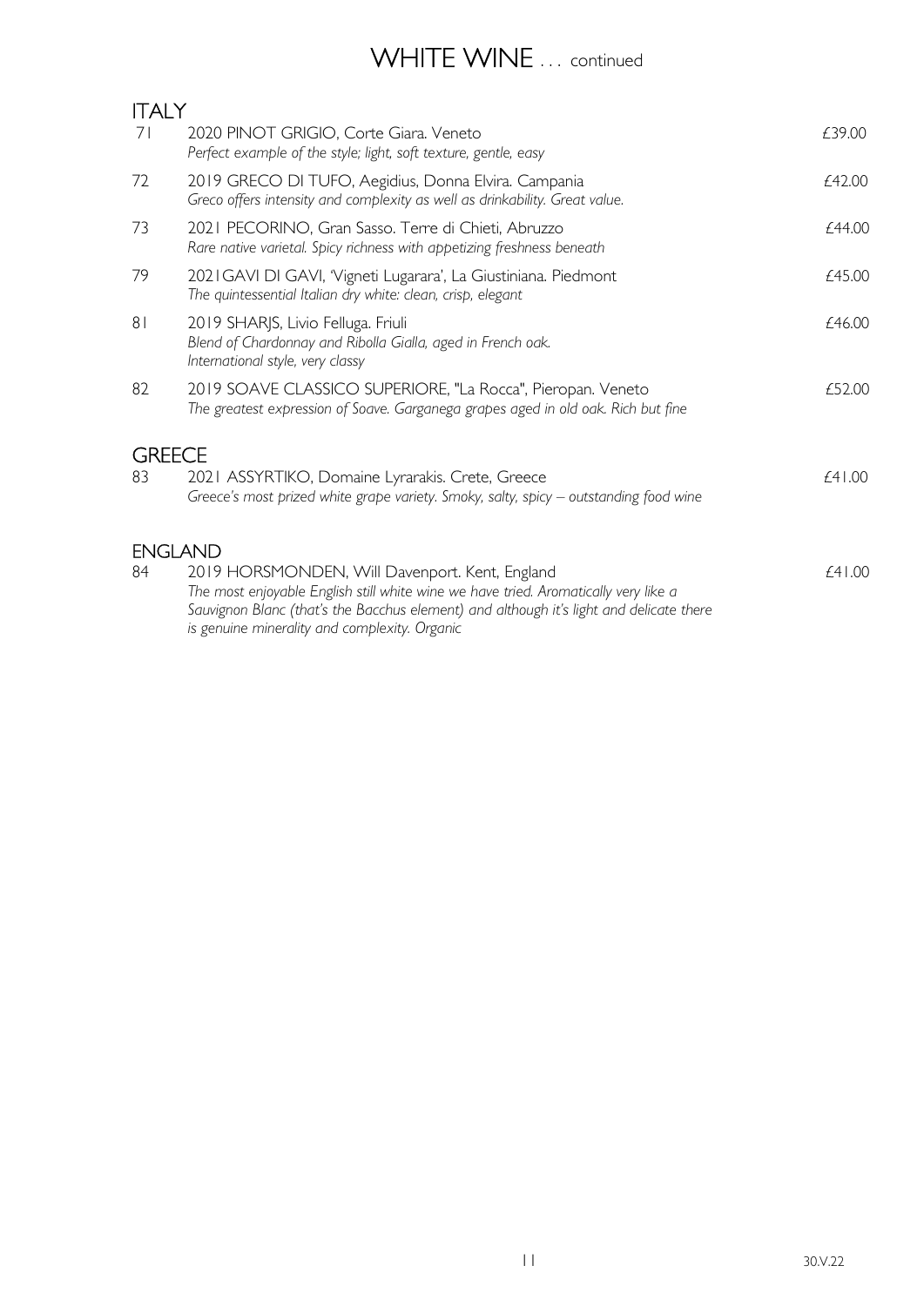# WHITE WINE . . . continued

## ITALY

71 2020 PINOT GRIGIO, Corte Giara. Veneto — £39.00
*Perfect example of the style; light, soft texture, gentle, easy*

72 2019 GRECO DI TUFO, Aegidius, Donna Elvira. Campania — £42.00
*Greco offers intensity and complexity as well as drinkability. Great value.*

73 2021 PECORINO, Gran Sasso. Terre di Chieti, Abruzzo — £44.00
*Rare native varietal. Spicy richness with appetizing freshness beneath*

79 2021GAVI DI GAVI, 'Vigneti Lugarara', La Giustiniana. Piedmont — £45.00
*The quintessential Italian dry white: clean, crisp, elegant*

81 2019 SHARJS, Livio Felluga. Friuli — £46.00
*Blend of Chardonnay and Ribolla Gialla, aged in French oak.*
*International style, very classy*

82 2019 SOAVE CLASSICO SUPERIORE, "La Rocca", Pieropan. Veneto — £52.00
*The greatest expression of Soave. Garganega grapes aged in old oak. Rich but fine*

## GREECE

83 2021 ASSYRTIKO, Domaine Lyrarakis. Crete, Greece — £41.00
*Greece's most prized white grape variety. Smoky, salty, spicy – outstanding food wine*

## ENGLAND

84 2019 HORSMONDEN, Will Davenport. Kent, England — £41.00
*The most enjoyable English still white wine we have tried. Aromatically very like a Sauvignon Blanc (that's the Bacchus element) and although it's light and delicate there is genuine minerality and complexity. Organic*

30.V.22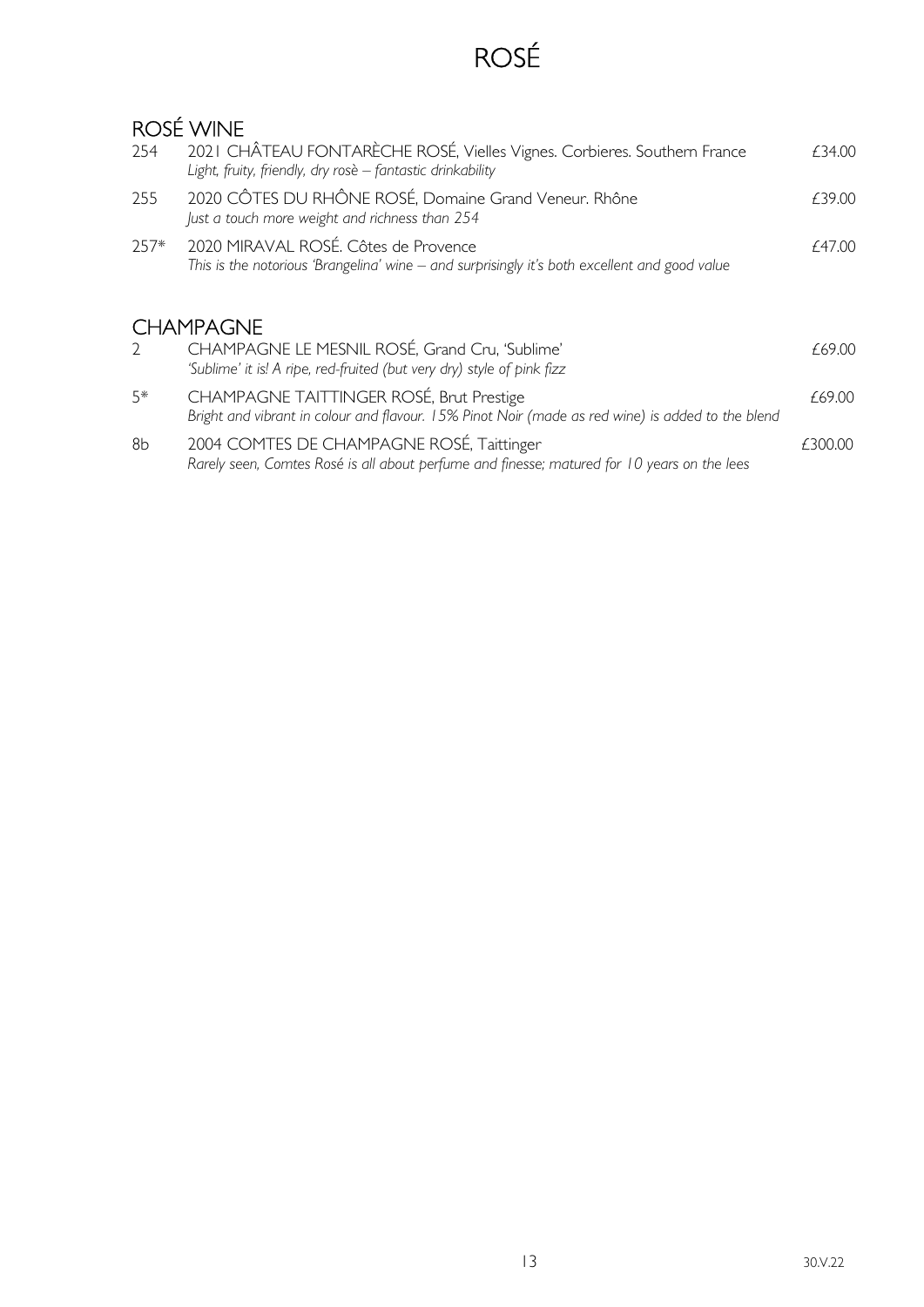# ROSÉ

## ROSÉ WINE

| | | |
|---|---|---|
| 254 | 2021 CHÂTEAU FONTARÈCHE ROSÉ, Vielles Vignes. Corbieres. Southern France<br>*Light, fruity, friendly, dry rosè – fantastic drinkability* | £34.00 |
| 255 | 2020 CÔTES DU RHÔNE ROSÉ, Domaine Grand Veneur. Rhône<br>*Just a touch more weight and richness than 254* | £39.00 |
| 257* | 2020 MIRAVAL ROSÉ. Côtes de Provence<br>*This is the notorious 'Brangelina' wine – and surprisingly it's both excellent and good value* | £47.00 |

## CHAMPAGNE

| | | |
|---|---|---|
| 2 | CHAMPAGNE LE MESNIL ROSÉ, Grand Cru, 'Sublime'<br>*'Sublime' it is! A ripe, red-fruited (but very dry) style of pink fizz* | £69.00 |
| 5* | CHAMPAGNE TAITTINGER ROSÉ, Brut Prestige<br>*Bright and vibrant in colour and flavour. 15% Pinot Noir (made as red wine) is added to the blend* | £69.00 |
| 8b | 2004 COMTES DE CHAMPAGNE ROSÉ, Taittinger<br>*Rarely seen, Comtes Rosé is all about perfume and finesse; matured for 10 years on the lees* | £300.00 |

30.V.22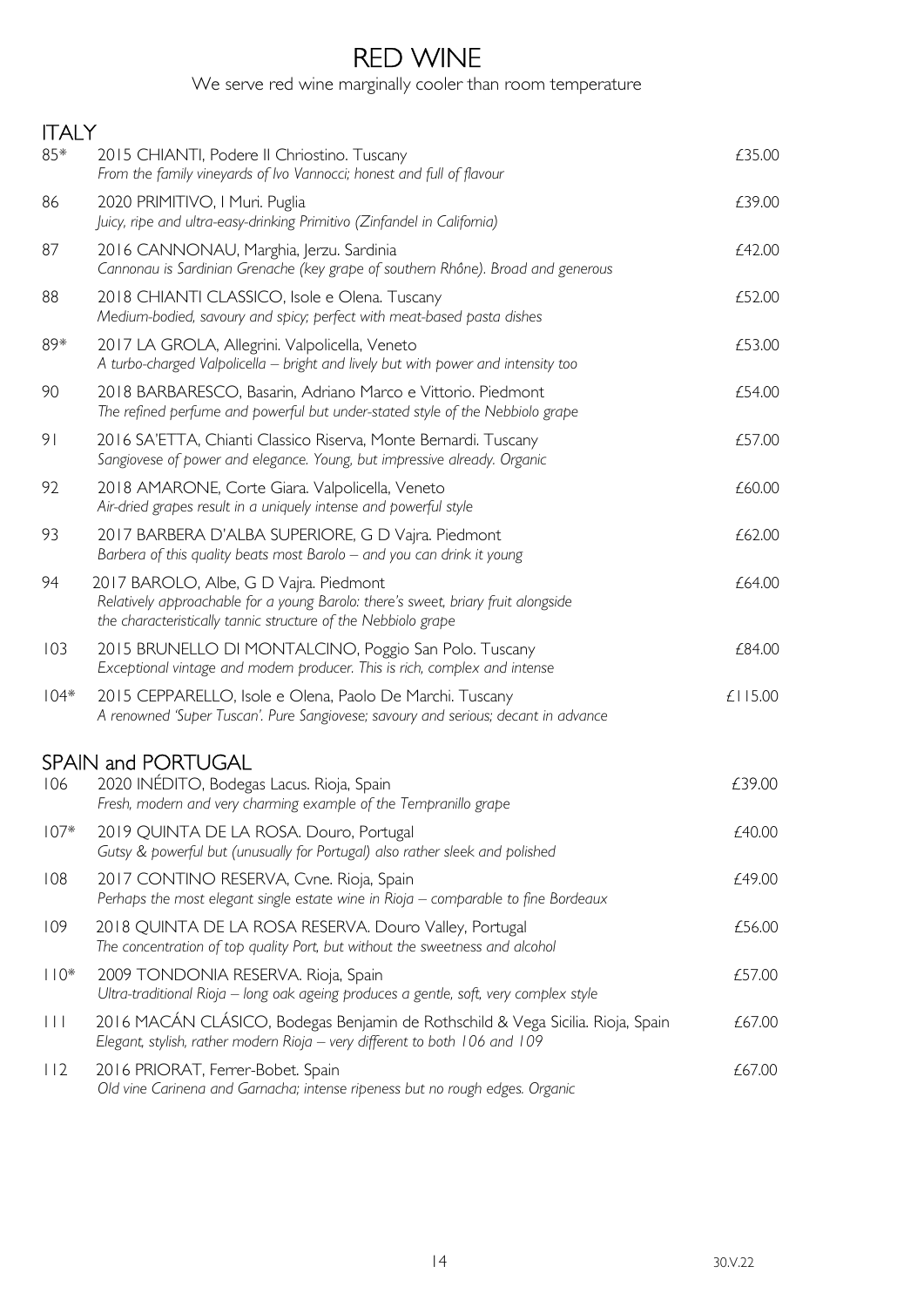# RED WINE

We serve red wine marginally cooler than room temperature

## ITALY

| No. | Wine | Price |
|---|---|---|
| 85* | 2015 CHIANTI, Podere Il Chriostino. Tuscany<br>*From the family vineyards of Ivo Vannocci; honest and full of flavour* | £35.00 |
| 86 | 2020 PRIMITIVO, I Muri. Puglia<br>*Juicy, ripe and ultra-easy-drinking Primitivo (Zinfandel in California)* | £39.00 |
| 87 | 2016 CANNONAU, Marghia, Jerzu. Sardinia<br>*Cannonau is Sardinian Grenache (key grape of southern Rhône). Broad and generous* | £42.00 |
| 88 | 2018 CHIANTI CLASSICO, Isole e Olena. Tuscany<br>*Medium-bodied, savoury and spicy; perfect with meat-based pasta dishes* | £52.00 |
| 89* | 2017 LA GROLA, Allegrini. Valpolicella, Veneto<br>*A turbo-charged Valpolicella – bright and lively but with power and intensity too* | £53.00 |
| 90 | 2018 BARBARESCO, Basarin, Adriano Marco e Vittorio. Piedmont<br>*The refined perfume and powerful but under-stated style of the Nebbiolo grape* | £54.00 |
| 91 | 2016 SA'ETTA, Chianti Classico Riserva, Monte Bernardi. Tuscany<br>*Sangiovese of power and elegance. Young, but impressive already. Organic* | £57.00 |
| 92 | 2018 AMARONE, Corte Giara. Valpolicella, Veneto<br>*Air-dried grapes result in a uniquely intense and powerful style* | £60.00 |
| 93 | 2017 BARBERA D'ALBA SUPERIORE, G D Vajra. Piedmont<br>*Barbera of this quality beats most Barolo – and you can drink it young* | £62.00 |
| 94 | 2017 BAROLO, Albe, G D Vajra. Piedmont<br>*Relatively approachable for a young Barolo: there's sweet, briary fruit alongside the characteristically tannic structure of the Nebbiolo grape* | £64.00 |
| 103 | 2015 BRUNELLO DI MONTALCINO, Poggio San Polo. Tuscany<br>*Exceptional vintage and modern producer. This is rich, complex and intense* | £84.00 |
| 104* | 2015 CEPPARELLO, Isole e Olena, Paolo De Marchi. Tuscany<br>*A renowned 'Super Tuscan'. Pure Sangiovese; savoury and serious; decant in advance* | £115.00 |

## SPAIN and PORTUGAL

| No. | Wine | Price |
|---|---|---|
| 106 | 2020 INÉDITO, Bodegas Lacus. Rioja, Spain<br>*Fresh, modern and very charming example of the Tempranillo grape* | £39.00 |
| 107* | 2019 QUINTA DE LA ROSA. Douro, Portugal<br>*Gutsy & powerful but (unusually for Portugal) also rather sleek and polished* | £40.00 |
| 108 | 2017 CONTINO RESERVA, Cvne. Rioja, Spain<br>*Perhaps the most elegant single estate wine in Rioja – comparable to fine Bordeaux* | £49.00 |
| 109 | 2018 QUINTA DE LA ROSA RESERVA. Douro Valley, Portugal<br>*The concentration of top quality Port, but without the sweetness and alcohol* | £56.00 |
| 110* | 2009 TONDONIA RESERVA. Rioja, Spain<br>*Ultra-traditional Rioja – long oak ageing produces a gentle, soft, very complex style* | £57.00 |
| 111 | 2016 MACÁN CLÁSICO, Bodegas Benjamin de Rothschild & Vega Sicilia. Rioja, Spain<br>*Elegant, stylish, rather modern Rioja – very different to both 106 and 109* | £67.00 |
| 112 | 2016 PRIORAT, Ferrer-Bobet. Spain<br>*Old vine Carinena and Garnacha; intense ripeness but no rough edges. Organic* | £67.00 |

30.V.22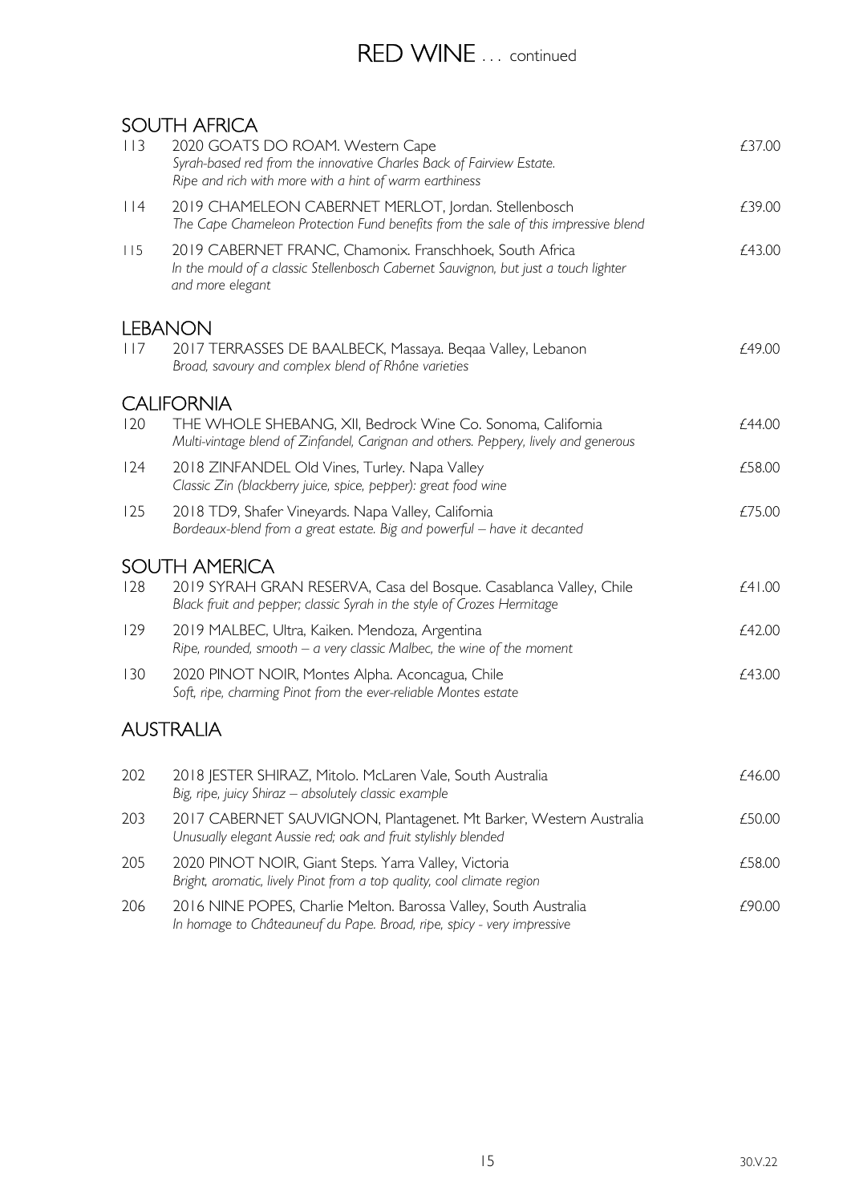# RED WINE . . . continued

## SOUTH AFRICA

| | | |
|---|---|---|
| 113 | 2020 GOATS DO ROAM. Western Cape<br>*Syrah-based red from the innovative Charles Back of Fairview Estate. Ripe and rich with more with a hint of warm earthiness* | £37.00 |
| 114 | 2019 CHAMELEON CABERNET MERLOT, Jordan. Stellenbosch<br>*The Cape Chameleon Protection Fund benefits from the sale of this impressive blend* | £39.00 |
| 115 | 2019 CABERNET FRANC, Chamonix. Franschhoek, South Africa<br>*In the mould of a classic Stellenbosch Cabernet Sauvignon, but just a touch lighter and more elegant* | £43.00 |

## LEBANON

| | | |
|---|---|---|
| 117 | 2017 TERRASSES DE BAALBECK, Massaya. Beqaa Valley, Lebanon<br>*Broad, savoury and complex blend of Rhône varieties* | £49.00 |

## CALIFORNIA

| | | |
|---|---|---|
| 120 | THE WHOLE SHEBANG, XII, Bedrock Wine Co. Sonoma, California<br>*Multi-vintage blend of Zinfandel, Carignan and others. Peppery, lively and generous* | £44.00 |
| 124 | 2018 ZINFANDEL Old Vines, Turley. Napa Valley<br>*Classic Zin (blackberry juice, spice, pepper): great food wine* | £58.00 |
| 125 | 2018 TD9, Shafer Vineyards. Napa Valley, California<br>*Bordeaux-blend from a great estate. Big and powerful – have it decanted* | £75.00 |

## SOUTH AMERICA

| | | |
|---|---|---|
| 128 | 2019 SYRAH GRAN RESERVA, Casa del Bosque. Casablanca Valley, Chile<br>*Black fruit and pepper; classic Syrah in the style of Crozes Hermitage* | £41.00 |
| 129 | 2019 MALBEC, Ultra, Kaiken. Mendoza, Argentina<br>*Ripe, rounded, smooth – a very classic Malbec, the wine of the moment* | £42.00 |
| 130 | 2020 PINOT NOIR, Montes Alpha. Aconcagua, Chile<br>*Soft, ripe, charming Pinot from the ever-reliable Montes estate* | £43.00 |

## AUSTRALIA

| | | |
|---|---|---|
| 202 | 2018 JESTER SHIRAZ, Mitolo. McLaren Vale, South Australia<br>*Big, ripe, juicy Shiraz – absolutely classic example* | £46.00 |
| 203 | 2017 CABERNET SAUVIGNON, Plantagenet. Mt Barker, Western Australia<br>*Unusually elegant Aussie red; oak and fruit stylishly blended* | £50.00 |
| 205 | 2020 PINOT NOIR, Giant Steps. Yarra Valley, Victoria<br>*Bright, aromatic, lively Pinot from a top quality, cool climate region* | £58.00 |
| 206 | 2016 NINE POPES, Charlie Melton. Barossa Valley, South Australia<br>*In homage to Châteauneuf du Pape. Broad, ripe, spicy - very impressive* | £90.00 |

30.V.22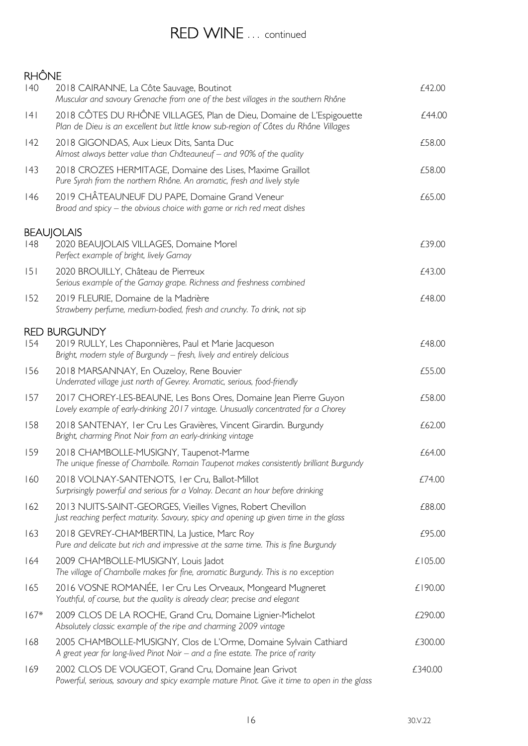# RED WINE . . . continued

## RHÔNE

| No. | Wine | Price |
|---|---|---|
| 140 | 2018 CAIRANNE, La Côte Sauvage, Boutinot<br>*Muscular and savoury Grenache from one of the best villages in the southern Rhône* | £42.00 |
| 141 | 2018 CÔTES DU RHÔNE VILLAGES, Plan de Dieu, Domaine de L'Espigouette<br>*Plan de Dieu is an excellent but little know sub-region of Côtes du Rhône Villages* | £44.00 |
| 142 | 2018 GIGONDAS, Aux Lieux Dits, Santa Duc<br>*Almost always better value than Châteauneuf – and 90% of the quality* | £58.00 |
| 143 | 2018 CROZES HERMITAGE, Domaine des Lises, Maxime Graillot<br>*Pure Syrah from the northern Rhône. An aromatic, fresh and lively style* | £58.00 |
| 146 | 2019 CHÂTEAUNEUF DU PAPE, Domaine Grand Veneur<br>*Broad and spicy – the obvious choice with game or rich red meat dishes* | £65.00 |

## BEAUJOLAIS

| No. | Wine | Price |
|---|---|---|
| 148 | 2020 BEAUJOLAIS VILLAGES, Domaine Morel<br>*Perfect example of bright, lively Gamay* | £39.00 |
| 151 | 2020 BROUILLY, Château de Pierreux<br>*Serious example of the Gamay grape. Richness and freshness combined* | £43.00 |
| 152 | 2019 FLEURIE, Domaine de la Madrière<br>*Strawberry perfume, medium-bodied, fresh and crunchy. To drink, not sip* | £48.00 |

## RED BURGUNDY

| No. | Wine | Price |
|---|---|---|
| 154 | 2019 RULLY, Les Chaponnières, Paul et Marie Jacqueson<br>*Bright, modern style of Burgundy – fresh, lively and entirely delicious* | £48.00 |
| 156 | 2018 MARSANNAY, En Ouzeloy, Rene Bouvier<br>*Underrated village just north of Gevrey. Aromatic, serious, food-friendly* | £55.00 |
| 157 | 2017 CHOREY-LES-BEAUNE, Les Bons Ores, Domaine Jean Pierre Guyon<br>*Lovely example of early-drinking 2017 vintage. Unusually concentrated for a Chorey* | £58.00 |
| 158 | 2018 SANTENAY, 1er Cru Les Gravières, Vincent Girardin. Burgundy<br>*Bright, charming Pinot Noir from an early-drinking vintage* | £62.00 |
| 159 | 2018 CHAMBOLLE-MUSIGNY, Taupenot-Marme<br>*The unique finesse of Chambolle. Romain Taupenot makes consistently brilliant Burgundy* | £64.00 |
| 160 | 2018 VOLNAY-SANTENOTS, 1er Cru, Ballot-Millot<br>*Surprisingly powerful and serious for a Volnay. Decant an hour before drinking* | £74.00 |
| 162 | 2013 NUITS-SAINT-GEORGES, Vieilles Vignes, Robert Chevillon<br>*Just reaching perfect maturity. Savoury, spicy and opening up given time in the glass* | £88.00 |
| 163 | 2018 GEVREY-CHAMBERTIN, La Justice, Marc Roy<br>*Pure and delicate but rich and impressive at the same time. This is fine Burgundy* | £95.00 |
| 164 | 2009 CHAMBOLLE-MUSIGNY, Louis Jadot<br>*The village of Chambolle makes for fine, aromatic Burgundy. This is no exception* | £105.00 |
| 165 | 2016 VOSNE ROMANÉE, 1er Cru Les Orveaux, Mongeard Mugneret<br>*Youthful, of course, but the quality is already clear; precise and elegant* | £190.00 |
| 167* | 2009 CLOS DE LA ROCHE, Grand Cru, Domaine Lignier-Michelot<br>*Absolutely classic example of the ripe and charming 2009 vintage* | £290.00 |
| 168 | 2005 CHAMBOLLE-MUSIGNY, Clos de L'Orme, Domaine Sylvain Cathiard<br>*A great year for long-lived Pinot Noir – and a fine estate. The price of rarity* | £300.00 |
| 169 | 2002 CLOS DE VOUGEOT, Grand Cru, Domaine Jean Grivot<br>*Powerful, serious, savoury and spicy example mature Pinot. Give it time to open in the glass* | £340.00 |

30.V.22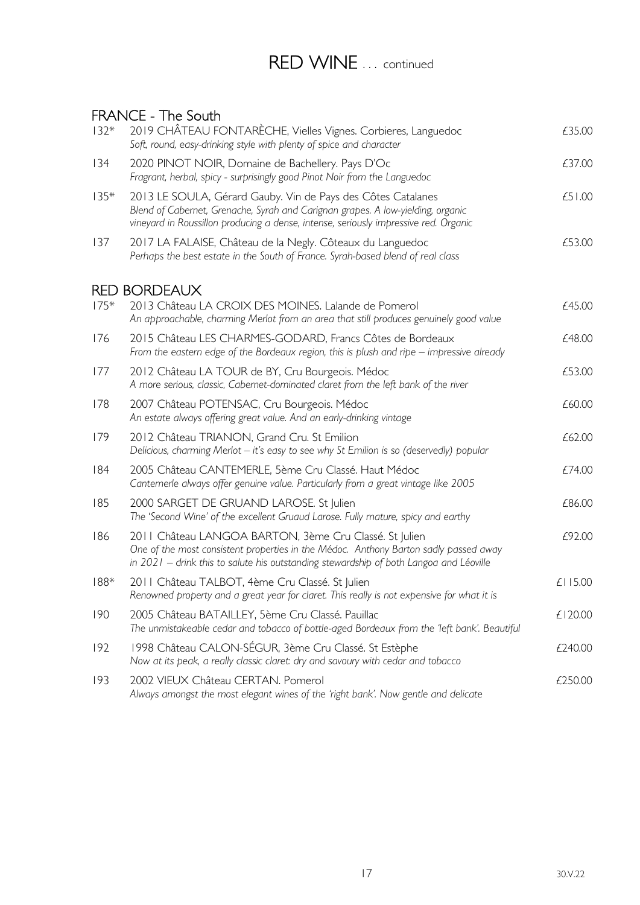# RED WINE . . . continued

## FRANCE - The South

132* 2019 CHÂTEAU FONTARÈCHE, Vielles Vignes. Corbieres, Languedoc — £35.00
*Soft, round, easy-drinking style with plenty of spice and character*

134 2020 PINOT NOIR, Domaine de Bachellery. Pays D'Oc — £37.00
*Fragrant, herbal, spicy - surprisingly good Pinot Noir from the Languedoc*

135* 2013 LE SOULA, Gérard Gauby. Vin de Pays des Côtes Catalanes — £51.00
*Blend of Cabernet, Grenache, Syrah and Carignan grapes. A low-yielding, organic vineyard in Roussillon producing a dense, intense, seriously impressive red. Organic*

137 2017 LA FALAISE, Château de la Negly. Côteaux du Languedoc — £53.00
*Perhaps the best estate in the South of France. Syrah-based blend of real class*

## RED BORDEAUX

175* 2013 Château LA CROIX DES MOINES. Lalande de Pomerol — £45.00
*An approachable, charming Merlot from an area that still produces genuinely good value*

176 2015 Château LES CHARMES-GODARD, Francs Côtes de Bordeaux — £48.00
*From the eastern edge of the Bordeaux region, this is plush and ripe – impressive already*

177 2012 Château LA TOUR de BY, Cru Bourgeois. Médoc — £53.00
*A more serious, classic, Cabernet-dominated claret from the left bank of the river*

178 2007 Château POTENSAC, Cru Bourgeois. Médoc — £60.00
*An estate always offering great value. And an early-drinking vintage*

179 2012 Château TRIANON, Grand Cru. St Emilion — £62.00
*Delicious, charming Merlot – it's easy to see why St Emilion is so (deservedly) popular*

184 2005 Château CANTEMERLE, 5ème Cru Classé. Haut Médoc — £74.00
*Cantemerle always offer genuine value. Particularly from a great vintage like 2005*

185 2000 SARGET DE GRUAND LAROSE. St Julien — £86.00
*The 'Second Wine' of the excellent Gruaud Larose. Fully mature, spicy and earthy*

186 2011 Château LANGOA BARTON, 3ème Cru Classé. St Julien — £92.00
*One of the most consistent properties in the Médoc. Anthony Barton sadly passed away in 2021 – drink this to salute his outstanding stewardship of both Langoa and Léoville*

188* 2011 Château TALBOT, 4ème Cru Classé. St Julien — £115.00
*Renowned property and a great year for claret. This really is not expensive for what it is*

190 2005 Château BATAILLEY, 5ème Cru Classé. Pauillac — £120.00
*The unmistakeable cedar and tobacco of bottle-aged Bordeaux from the 'left bank'. Beautiful*

192 1998 Château CALON-SÉGUR, 3ème Cru Classé. St Estèphe — £240.00
*Now at its peak, a really classic claret: dry and savoury with cedar and tobacco*

193 2002 VIEUX Château CERTAN. Pomerol — £250.00
*Always amongst the most elegant wines of the 'right bank'. Now gentle and delicate*

30.V.22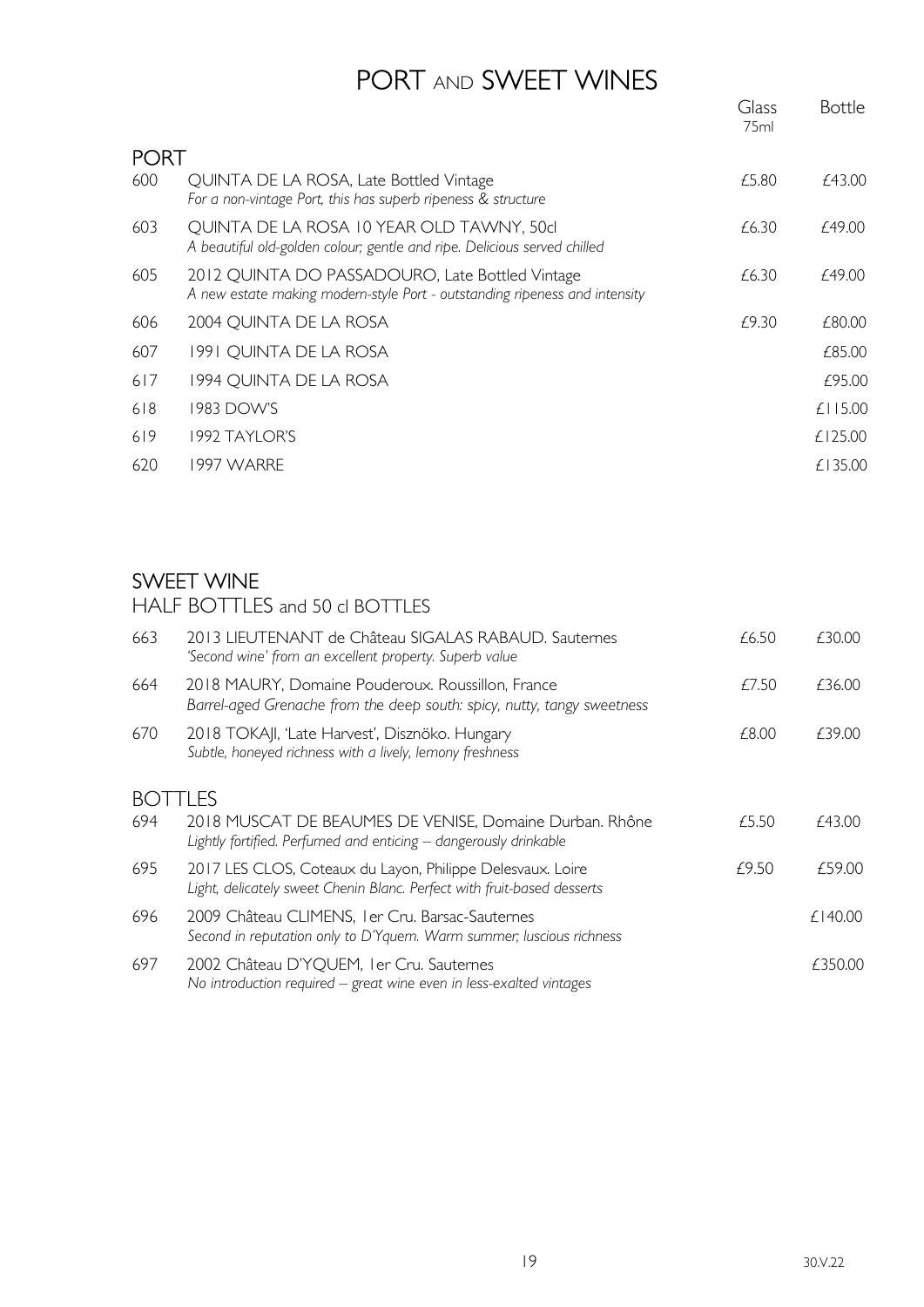# PORT AND SWEET WINES

## PORT

| No. | Wine | Glass 75ml | Bottle |
|---|---|---|---|
| 600 | QUINTA DE LA ROSA, Late Bottled Vintage<br>*For a non-vintage Port, this has superb ripeness & structure* | £5.80 | £43.00 |
| 603 | QUINTA DE LA ROSA 10 YEAR OLD TAWNY, 50cl<br>*A beautiful old-golden colour; gentle and ripe. Delicious served chilled* | £6.30 | £49.00 |
| 605 | 2012 QUINTA DO PASSADOURO, Late Bottled Vintage<br>*A new estate making modern-style Port - outstanding ripeness and intensity* | £6.30 | £49.00 |
| 606 | 2004 QUINTA DE LA ROSA | £9.30 | £80.00 |
| 607 | 1991 QUINTA DE LA ROSA | | £85.00 |
| 617 | 1994 QUINTA DE LA ROSA | | £95.00 |
| 618 | 1983 DOW'S | | £115.00 |
| 619 | 1992 TAYLOR'S | | £125.00 |
| 620 | 1997 WARRE | | £135.00 |

## SWEET WINE

### HALF BOTTLES and 50 cl BOTTLES

| No. | Wine | Glass 75ml | Bottle |
|---|---|---|---|
| 663 | 2013 LIEUTENANT de Château SIGALAS RABAUD. Sauternes<br>*'Second wine' from an excellent property. Superb value* | £6.50 | £30.00 |
| 664 | 2018 MAURY, Domaine Pouderoux. Roussillon, France<br>*Barrel-aged Grenache from the deep south: spicy, nutty, tangy sweetness* | £7.50 | £36.00 |
| 670 | 2018 TOKAJI, 'Late Harvest', Disznökö. Hungary<br>*Subtle, honeyed richness with a lively, lemony freshness* | £8.00 | £39.00 |

### BOTTLES

| No. | Wine | Glass 75ml | Bottle |
|---|---|---|---|
| 694 | 2018 MUSCAT DE BEAUMES DE VENISE, Domaine Durban. Rhône<br>*Lightly fortified. Perfumed and enticing – dangerously drinkable* | £5.50 | £43.00 |
| 695 | 2017 LES CLOS, Coteaux du Layon, Philippe Delesvaux. Loire<br>*Light, delicately sweet Chenin Blanc. Perfect with fruit-based desserts* | £9.50 | £59.00 |
| 696 | 2009 Château CLIMENS, 1er Cru. Barsac-Sauternes<br>*Second in reputation only to D'Yquem. Warm summer; luscious richness* | | £140.00 |
| 697 | 2002 Château D'YQUEM, 1er Cru. Sauternes<br>*No introduction required – great wine even in less-exalted vintages* | | £350.00 |

30.V.22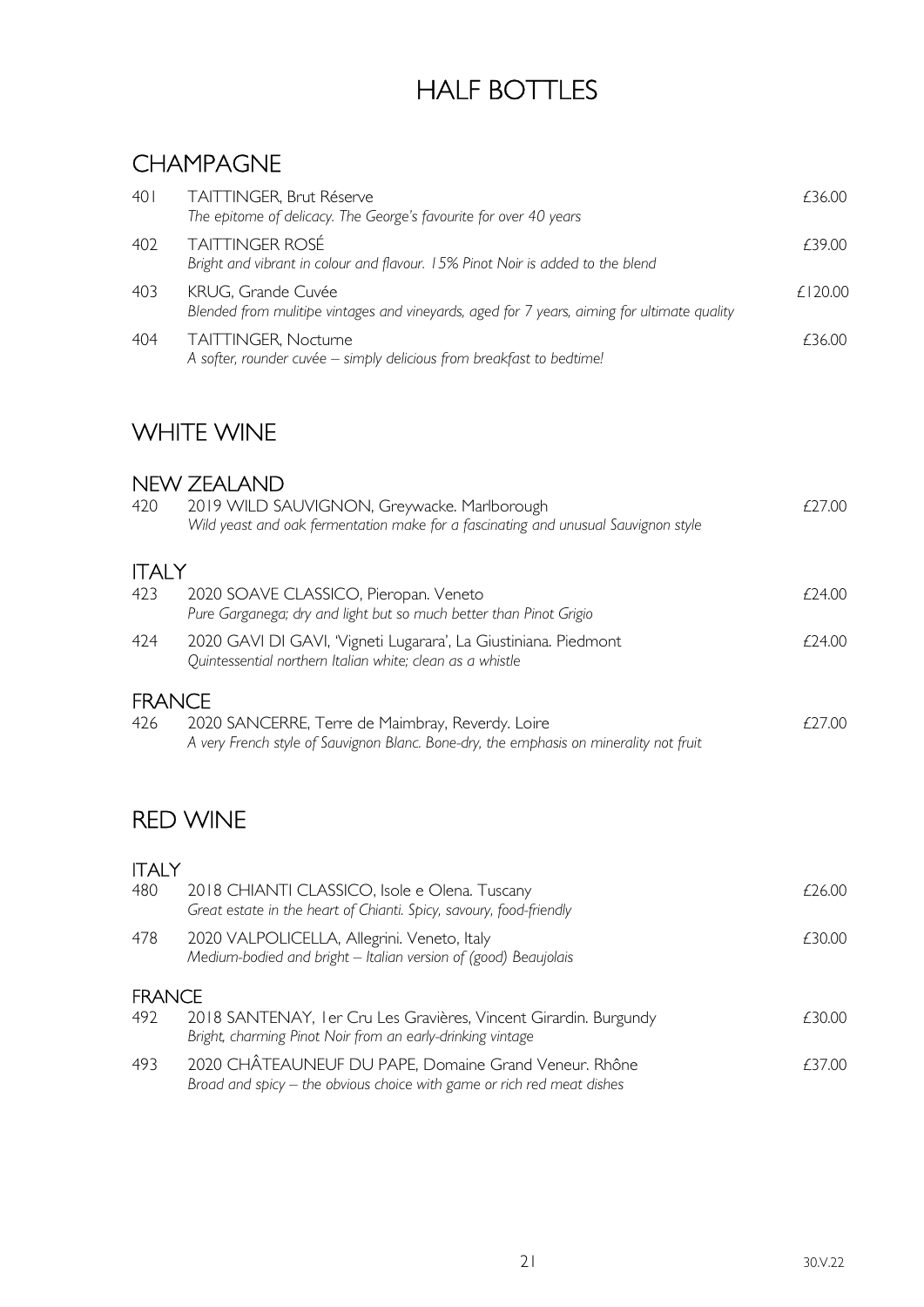# HALF BOTTLES

## CHAMPAGNE

| | | |
|---|---|---|
| 401 | TAITTINGER, Brut Réserve<br>*The epitome of delicacy. The George's favourite for over 40 years* | £36.00 |
| 402 | TAITTINGER ROSÉ<br>*Bright and vibrant in colour and flavour. 15% Pinot Noir is added to the blend* | £39.00 |
| 403 | KRUG, Grande Cuvée<br>*Blended from mulitipe vintages and vineyards, aged for 7 years, aiming for ultimate quality* | £120.00 |
| 404 | TAITTINGER, Nocturne<br>*A softer, rounder cuvée – simply delicious from breakfast to bedtime!* | £36.00 |

## WHITE WINE

### NEW ZEALAND

| | | |
|---|---|---|
| 420 | 2019 WILD SAUVIGNON, Greywacke. Marlborough<br>*Wild yeast and oak fermentation make for a fascinating and unusual Sauvignon style* | £27.00 |

### ITALY

| | | |
|---|---|---|
| 423 | 2020 SOAVE CLASSICO, Pieropan. Veneto<br>*Pure Garganega; dry and light but so much better than Pinot Grigio* | £24.00 |
| 424 | 2020 GAVI DI GAVI, 'Vigneti Lugarara', La Giustiniana. Piedmont<br>*Quintessential northern Italian white; clean as a whistle* | £24.00 |

### FRANCE

| | | |
|---|---|---|
| 426 | 2020 SANCERRE, Terre de Maimbray, Reverdy. Loire<br>*A very French style of Sauvignon Blanc. Bone-dry, the emphasis on minerality not fruit* | £27.00 |

## RED WINE

### ITALY

| | | |
|---|---|---|
| 480 | 2018 CHIANTI CLASSICO, Isole e Olena. Tuscany<br>*Great estate in the heart of Chianti. Spicy, savoury, food-friendly* | £26.00 |
| 478 | 2020 VALPOLICELLA, Allegrini. Veneto, Italy<br>*Medium-bodied and bright – Italian version of (good) Beaujolais* | £30.00 |

### FRANCE

| | | |
|---|---|---|
| 492 | 2018 SANTENAY, 1er Cru Les Gravières, Vincent Girardin. Burgundy<br>*Bright, charming Pinot Noir from an early-drinking vintage* | £30.00 |
| 493 | 2020 CHÂTEAUNEUF DU PAPE, Domaine Grand Veneur. Rhône<br>*Broad and spicy – the obvious choice with game or rich red meat dishes* | £37.00 |

30.V.22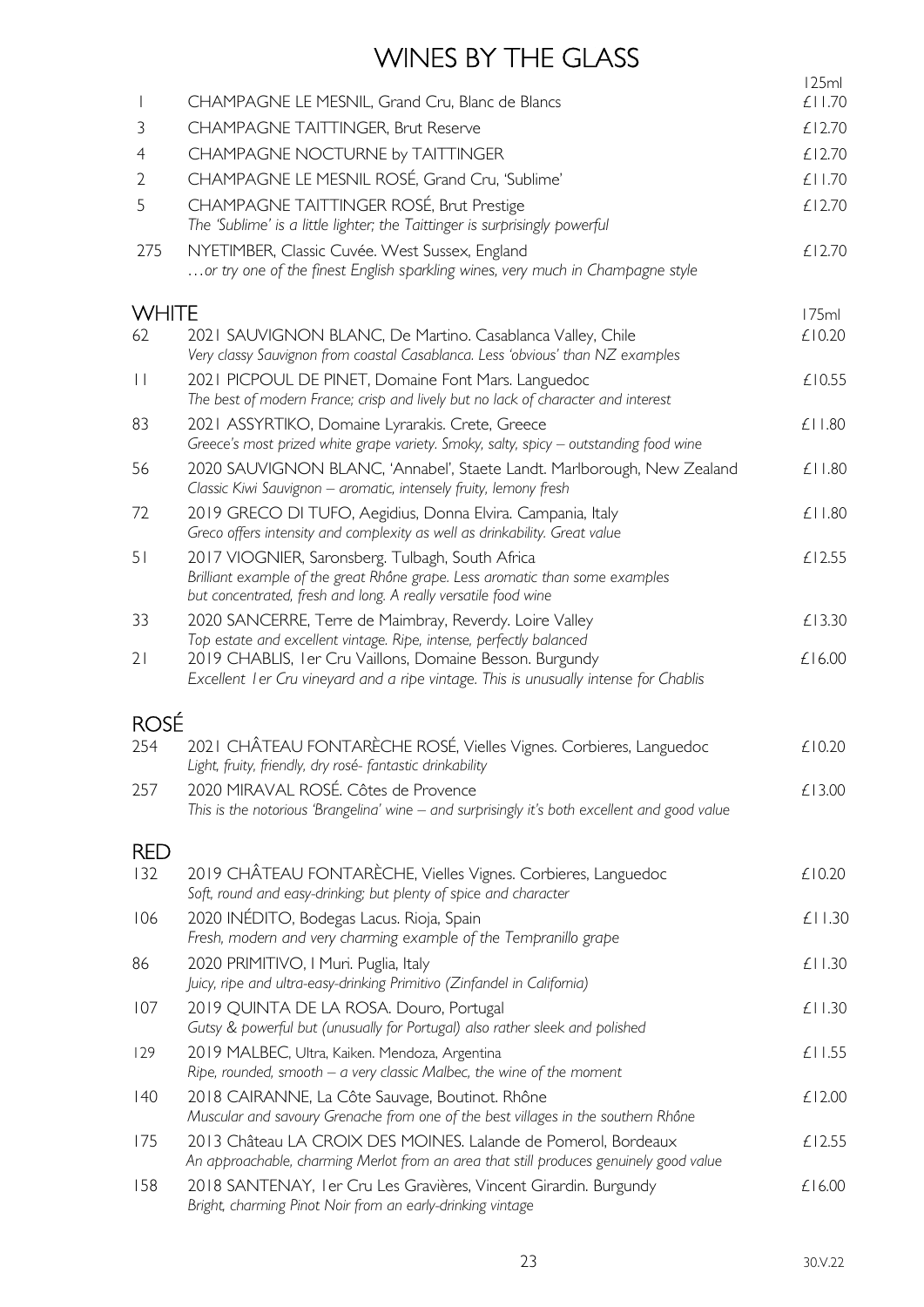# WINES BY THE GLASS

| | | 125ml |
|---|---|---|
| 1 | CHAMPAGNE LE MESNIL, Grand Cru, Blanc de Blancs | £11.70 |
| 3 | CHAMPAGNE TAITTINGER, Brut Reserve | £12.70 |
| 4 | CHAMPAGNE NOCTURNE by TAITTINGER | £12.70 |
| 2 | CHAMPAGNE LE MESNIL ROSÉ, Grand Cru, 'Sublime' | £11.70 |
| 5 | CHAMPAGNE TAITTINGER ROSÉ, Brut Prestige<br>*The 'Sublime' is a little lighter; the Taittinger is surprisingly powerful* | £12.70 |
| 275 | NYETIMBER, Classic Cuvée. West Sussex, England<br>*…or try one of the finest English sparkling wines, very much in Champagne style* | £12.70 |

## WHITE

| | | 175ml |
|---|---|---|
| 62 | 2021 SAUVIGNON BLANC, De Martino. Casablanca Valley, Chile<br>*Very classy Sauvignon from coastal Casablanca. Less 'obvious' than NZ examples* | £10.20 |
| 11 | 2021 PICPOUL DE PINET, Domaine Font Mars. Languedoc<br>*The best of modern France; crisp and lively but no lack of character and interest* | £10.55 |
| 83 | 2021 ASSYRTIKO, Domaine Lyrarakis. Crete, Greece<br>*Greece's most prized white grape variety. Smoky, salty, spicy – outstanding food wine* | £11.80 |
| 56 | 2020 SAUVIGNON BLANC, 'Annabel', Staete Landt. Marlborough, New Zealand<br>*Classic Kiwi Sauvignon – aromatic, intensely fruity, lemony fresh* | £11.80 |
| 72 | 2019 GRECO DI TUFO, Aegidius, Donna Elvira. Campania, Italy<br>*Greco offers intensity and complexity as well as drinkability. Great value* | £11.80 |
| 51 | 2017 VIOGNIER, Saronsberg. Tulbagh, South Africa<br>*Brilliant example of the great Rhône grape. Less aromatic than some examples but concentrated, fresh and long. A really versatile food wine* | £12.55 |
| 33 | 2020 SANCERRE, Terre de Maimbray, Reverdy. Loire Valley<br>*Top estate and excellent vintage. Ripe, intense, perfectly balanced* | £13.30 |
| 21 | 2019 CHABLIS, 1er Cru Vaillons, Domaine Besson. Burgundy<br>*Excellent 1er Cru vineyard and a ripe vintage. This is unusually intense for Chablis* | £16.00 |

## ROSÉ

| | | |
|---|---|---|
| 254 | 2021 CHÂTEAU FONTARÈCHE ROSÉ, Vielles Vignes. Corbieres, Languedoc<br>*Light, fruity, friendly, dry rosé- fantastic drinkability* | £10.20 |
| 257 | 2020 MIRAVAL ROSÉ. Côtes de Provence<br>*This is the notorious 'Brangelina' wine – and surprisingly it's both excellent and good value* | £13.00 |

## RED

| | | |
|---|---|---|
| 132 | 2019 CHÂTEAU FONTARÈCHE, Vielles Vignes. Corbieres, Languedoc<br>*Soft, round and easy-drinking; but plenty of spice and character* | £10.20 |
| 106 | 2020 INÉDITO, Bodegas Lacus. Rioja, Spain<br>*Fresh, modern and very charming example of the Tempranillo grape* | £11.30 |
| 86 | 2020 PRIMITIVO, I Muri. Puglia, Italy<br>*Juicy, ripe and ultra-easy-drinking Primitivo (Zinfandel in California)* | £11.30 |
| 107 | 2019 QUINTA DE LA ROSA. Douro, Portugal<br>*Gutsy & powerful but (unusually for Portugal) also rather sleek and polished* | £11.30 |
| 129 | 2019 MALBEC, Ultra, Kaiken. Mendoza, Argentina<br>*Ripe, rounded, smooth – a very classic Malbec, the wine of the moment* | £11.55 |
| 140 | 2018 CAIRANNE, La Côte Sauvage, Boutinot. Rhône<br>*Muscular and savoury Grenache from one of the best villages in the southern Rhône* | £12.00 |
| 175 | 2013 Château LA CROIX DES MOINES. Lalande de Pomerol, Bordeaux<br>*An approachable, charming Merlot from an area that still produces genuinely good value* | £12.55 |
| 158 | 2018 SANTENAY, 1er Cru Les Gravières, Vincent Girardin. Burgundy<br>*Bright, charming Pinot Noir from an early-drinking vintage* | £16.00 |

30.V.22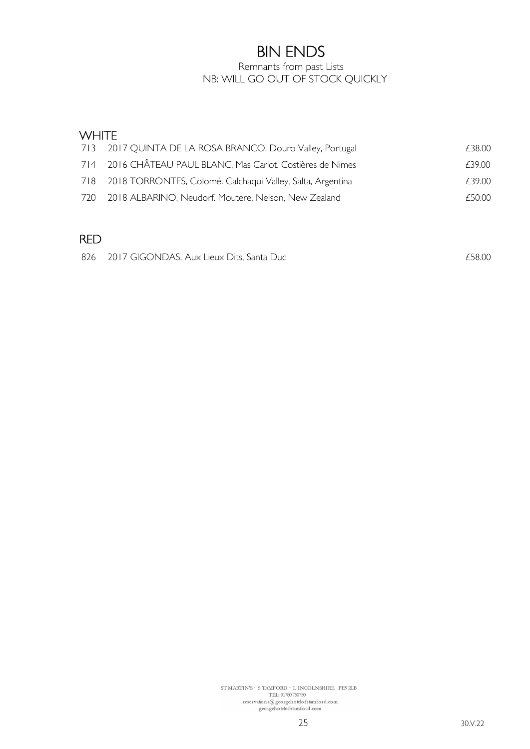# BIN ENDS

Remnants from past Lists
NB: WILL GO OUT OF STOCK QUICKLY

## WHITE

| | | |
|---|---|---|
| 713 | 2017 QUINTA DE LA ROSA BRANCO. Douro Valley, Portugal | £38.00 |
| 714 | 2016 CHÂTEAU PAUL BLANC, Mas Carlot. Costières de Nimes | £39.00 |
| 718 | 2018 TORRONTES, Colomé. Calchaqui Valley, Salta, Argentina | £39.00 |
| 720 | 2018 ALBARINO, Neudorf. Moutere, Nelson, New Zealand | £50.00 |

## RED

| | | |
|---|---|---|
| 826 | 2017 GIGONDAS, Aux Lieux Dits, Santa Duc | £58.00 |

ST MARTIN'S · STAMFORD · LINCOLNSHIRE · PE9 2LB
TEL: 01780 750750
reservations@georgehotelofstamford.com
georgehotelofstamford.com

30.V.22